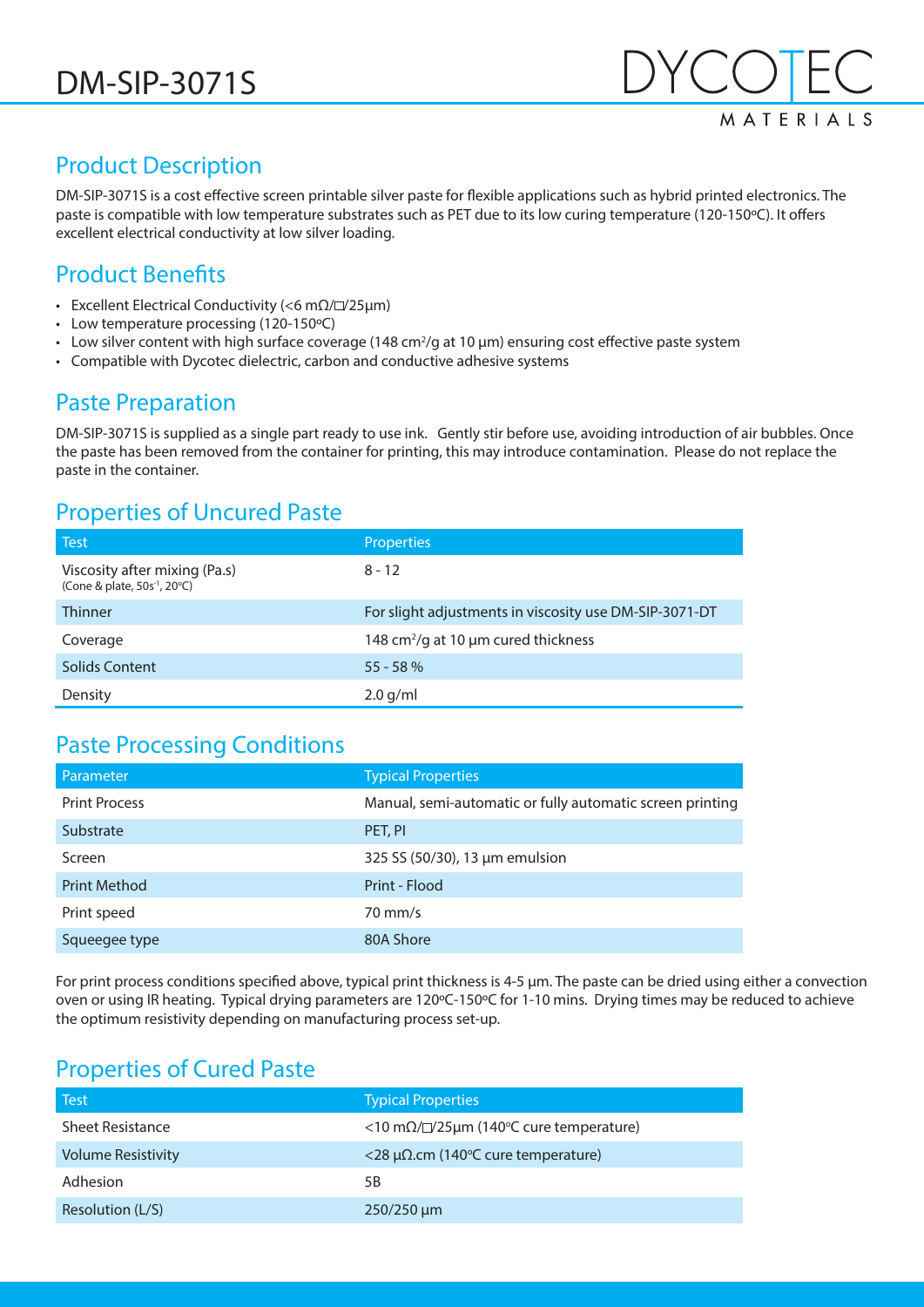# DM-SIP-3071S

DYCOTEC MATERIALS

## Product Description

DM-SIP-3071S is a cost effective screen printable silver paste for flexible applications such as hybrid printed electronics. The paste is compatible with low temperature substrates such as PET due to its low curing temperature (120-150ºC). It offers excellent electrical conductivity at low silver loading.

## Product Benefits

- Excellent Electrical Conductivity (<6 mΩ/□/25µm)
- Low temperature processing (120-150ºC)
- Low silver content with high surface coverage (148 cm²/g at 10 µm) ensuring cost effective paste system
- Compatible with Dycotec dielectric, carbon and conductive adhesive systems

## Paste Preparation

DM-SIP-3071S is supplied as a single part ready to use ink. Gently stir before use, avoiding introduction of air bubbles. Once the paste has been removed from the container for printing, this may introduce contamination. Please do not replace the paste in the container.

## Properties of Uncured Paste

| Test | Properties |
|---|---|
| Viscosity after mixing (Pa.s) (Cone & plate, 50s$^{-1}$, 20ºC) | 8 - 12 |
| Thinner | For slight adjustments in viscosity use DM-SIP-3071-DT |
| Coverage | 148 cm²/g at 10 µm cured thickness |
| Solids Content | 55 - 58 % |
| Density | 2.0 g/ml |

## Paste Processing Conditions

| Parameter | Typical Properties |
|---|---|
| Print Process | Manual, semi-automatic or fully automatic screen printing |
| Substrate | PET, PI |
| Screen | 325 SS (50/30), 13 µm emulsion |
| Print Method | Print - Flood |
| Print speed | 70 mm/s |
| Squeegee type | 80A Shore |

For print process conditions specified above, typical print thickness is 4-5 µm. The paste can be dried using either a convection oven or using IR heating. Typical drying parameters are 120ºC-150ºC for 1-10 mins. Drying times may be reduced to achieve the optimum resistivity depending on manufacturing process set-up.

## Properties of Cured Paste

| Test | Typical Properties |
|---|---|
| Sheet Resistance | <10 mΩ/□/25µm (140ºC cure temperature) |
| Volume Resistivity | <28 µΩ.cm (140ºC cure temperature) |
| Adhesion | 5B |
| Resolution (L/S) | 250/250 µm |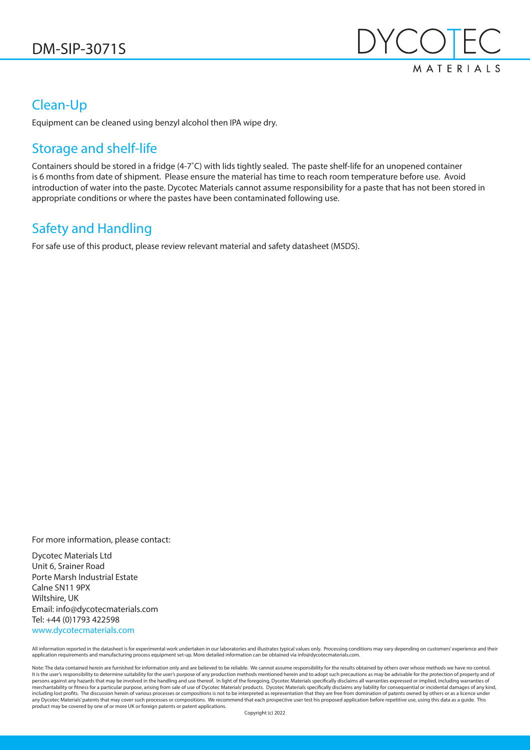## Clean-Up

Equipment can be cleaned using benzyl alcohol then IPA wipe dry.

## Storage and shelf-life

Containers should be stored in a fridge (4-7˚C) with lids tightly sealed. The paste shelf-life for an unopened container is 6 months from date of shipment. Please ensure the material has time to reach room temperature before use. Avoid introduction of water into the paste. Dycotec Materials cannot assume responsibility for a paste that has not been stored in appropriate conditions or where the pastes have been contaminated following use.

## Safety and Handling

For safe use of this product, please review relevant material and safety datasheet (MSDS).

For more information, please contact:

Dycotec Materials Ltd
Unit 6, Srainer Road
Porte Marsh Industrial Estate
Calne SN11 9PX
Wiltshire, UK
Email: info@dycotecmaterials.com
Tel: +44 (0)1793 422598
www.dycotecmaterials.com

All information reported in the datasheet is for experimental work undertaken in our laboratories and illustrates typical values only. Processing conditions may vary depending on customers' experience and their application requirements and manufacturing process equipment set-up. More detailed information can be obtained via info@dycotecmaterials.com.

Note: The data contained herein are furnished for information only and are believed to be reliable. We cannot assume responsibility for the results obtained by others over whose methods we have no control. It is the user's responsibility to determine suitability for the user's purpose of any production methods mentioned herein and to adopt such precautions as may be advisable for the protection of property and of persons against any hazards that may be involved in the handling and use thereof. In light of the foregoing, Dycotec Materials specifically disclaims all warranties expressed or implied, including warranties of merchantability or fitness for a particular purpose, arising from sale of use of Dycotec Materials' products. Dycotec Materials specifically disclaims any liability for consequential or incidental damages of any kind, including lost profits. The discussion herein of various processes or compositions is not to be interpreted as representation that they are free from domination of patents owned by others or as a licence under any Dycotec Materials' patents that may cover such processes or compositions. We recommend that each prospective user test his proposed application before repetitive use, using this data as a guide. This product may be covered by one of or more UK or foreign patents or patent applications.

Copyright (c) 2022